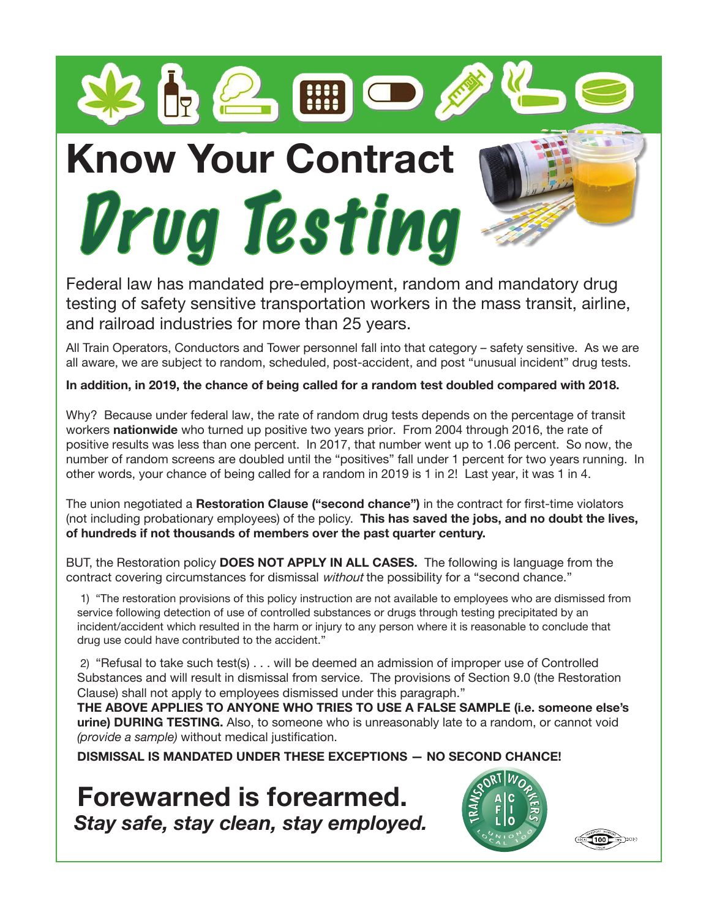# Know Your Contract

# Drug Testing

Federal law has mandated pre-employment, random and mandatory drug testing of safety sensitive transportation workers in the mass transit, airline, and railroad industries for more than 25 years.

All Train Operators, Conductors and Tower personnel fall into that category – safety sensitive. As we are all aware, we are subject to random, scheduled, post-accident, and post "unusual incident" drug tests.

**In addition, in 2019, the chance of being called for a random test doubled compared with 2018.**

Why? Because under federal law, the rate of random drug tests depends on the percentage of transit workers **nationwide** who turned up positive two years prior. From 2004 through 2016, the rate of positive results was less than one percent. In 2017, that number went up to 1.06 percent. So now, the number of random screens are doubled until the "positives" fall under 1 percent for two years running. In other words, your chance of being called for a random in 2019 is 1 in 2! Last year, it was 1 in 4.

The union negotiated a **Restoration Clause ("second chance")** in the contract for first-time violators (not including probationary employees) of the policy. **This has saved the jobs, and no doubt the lives, of hundreds if not thousands of members over the past quarter century.**

BUT, the Restoration policy **DOES NOT APPLY IN ALL CASES.** The following is language from the contract covering circumstances for dismissal *without* the possibility for a "second chance."

1) "The restoration provisions of this policy instruction are not available to employees who are dismissed from service following detection of use of controlled substances or drugs through testing precipitated by an incident/accident which resulted in the harm or injury to any person where it is reasonable to conclude that drug use could have contributed to the accident."

2) "Refusal to take such test(s) . . . will be deemed an admission of improper use of Controlled Substances and will result in dismissal from service. The provisions of Section 9.0 (the Restoration Clause) shall not apply to employees dismissed under this paragraph."

**THE ABOVE APPLIES TO ANYONE WHO TRIES TO USE A FALSE SAMPLE (i.e. someone else's urine) DURING TESTING.** Also, to someone who is unreasonably late to a random, or cannot void *(provide a sample)* without medical justification.

**DISMISSAL IS MANDATED UNDER THESE EXCEPTIONS — NO SECOND CHANCE!**

## Forewarned is forearmed.

***Stay safe, stay clean, stay employed.***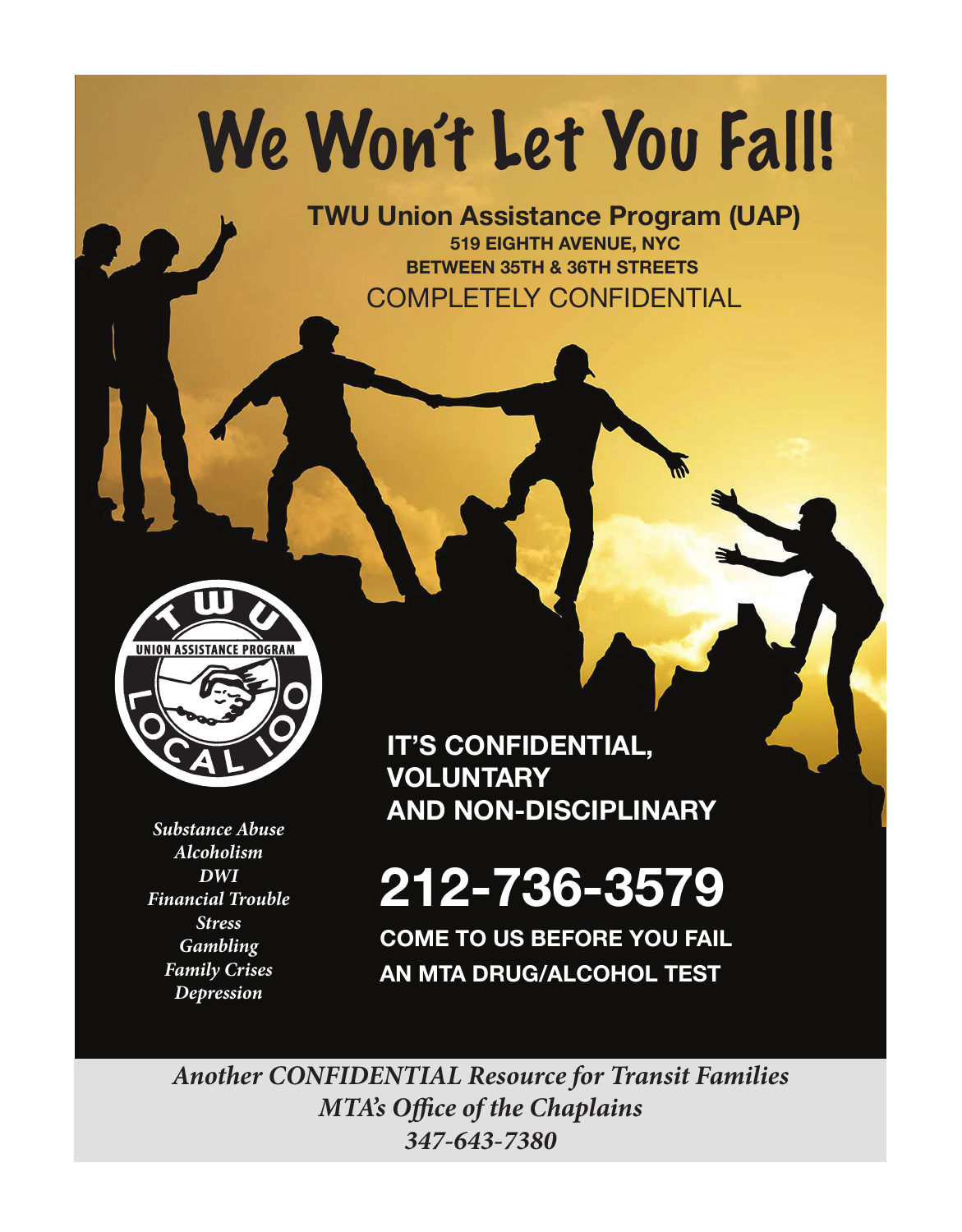# We Won't Let You Fall!

**TWU Union Assistance Program (UAP)**

**519 EIGHTH AVENUE, NYC**

**BETWEEN 35TH & 36TH STREETS**

COMPLETELY CONFIDENTIAL

TWU UNION ASSISTANCE PROGRAM LOCAL 100

*Substance Abuse*
*Alcoholism*
*DWI*
*Financial Trouble*
*Stress*
*Gambling*
*Family Crises*
*Depression*

**IT'S CONFIDENTIAL, VOLUNTARY AND NON-DISCIPLINARY**

## 212-736-3579

**COME TO US BEFORE YOU FAIL AN MTA DRUG/ALCOHOL TEST**

*Another CONFIDENTIAL Resource for Transit Families*
*MTA's Office of the Chaplains*
*347-643-7380*